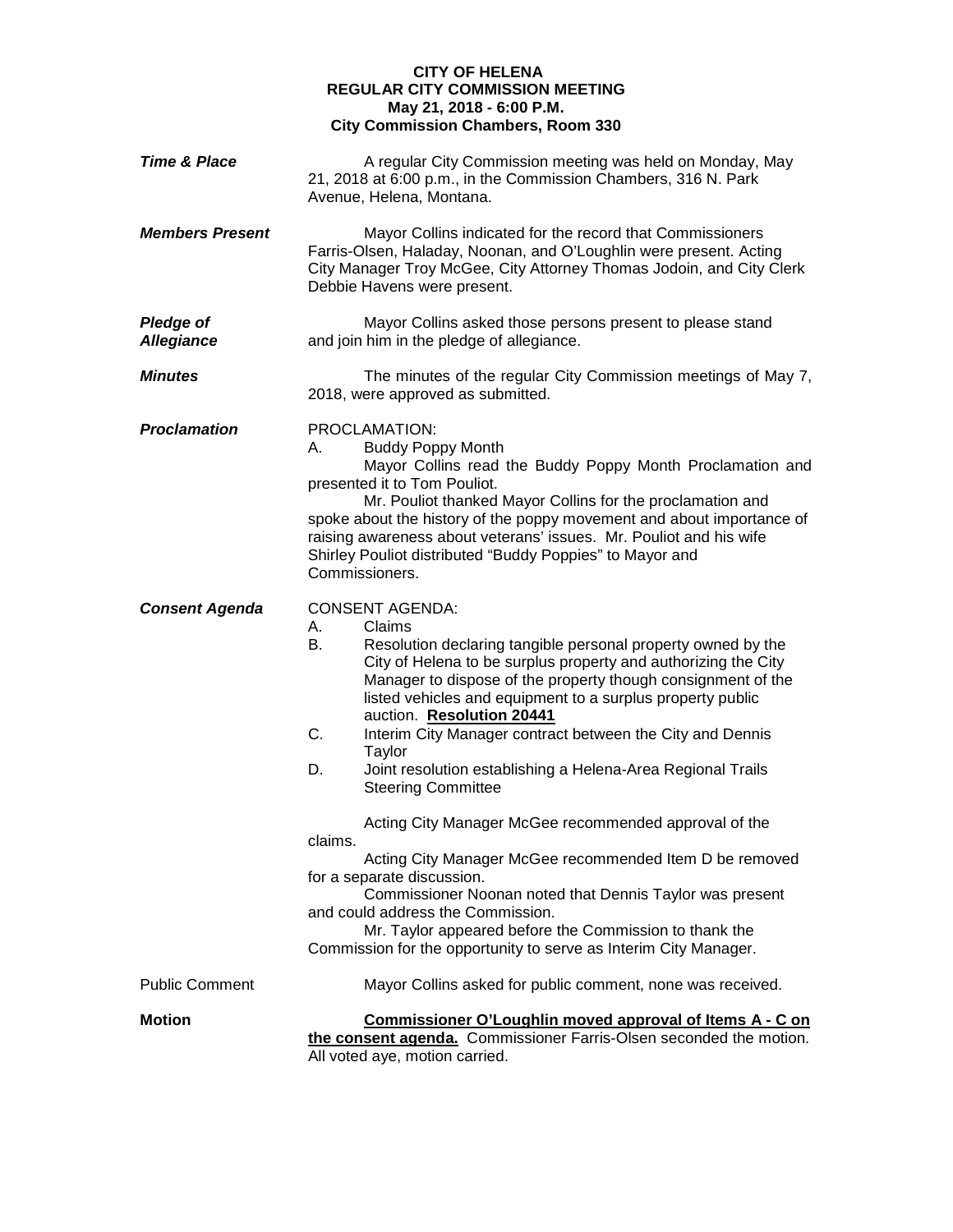**CITY OF HELENA**
**REGULAR CITY COMMISSION MEETING**
**May 21, 2018 - 6:00 P.M.**
**City Commission Chambers, Room 330**

***Time & Place***

A regular City Commission meeting was held on Monday, May 21, 2018 at 6:00 p.m., in the Commission Chambers, 316 N. Park Avenue, Helena, Montana.

***Members Present***

Mayor Collins indicated for the record that Commissioners Farris-Olsen, Haladay, Noonan, and O'Loughlin were present. Acting City Manager Troy McGee, City Attorney Thomas Jodoin, and City Clerk Debbie Havens were present.

***Pledge of Allegiance***

Mayor Collins asked those persons present to please stand and join him in the pledge of allegiance.

***Minutes***

The minutes of the regular City Commission meetings of May 7, 2018, were approved as submitted.

***Proclamation***

PROCLAMATION:

A. Buddy Poppy Month

Mayor Collins read the Buddy Poppy Month Proclamation and presented it to Tom Pouliot.

Mr. Pouliot thanked Mayor Collins for the proclamation and spoke about the history of the poppy movement and about importance of raising awareness about veterans' issues. Mr. Pouliot and his wife Shirley Pouliot distributed "Buddy Poppies" to Mayor and Commissioners.

***Consent Agenda***

CONSENT AGENDA:

A. Claims
B. Resolution declaring tangible personal property owned by the City of Helena to be surplus property and authorizing the City Manager to dispose of the property though consignment of the listed vehicles and equipment to a surplus property public auction. **Resolution 20441**
C. Interim City Manager contract between the City and Dennis Taylor
D. Joint resolution establishing a Helena-Area Regional Trails Steering Committee

Acting City Manager McGee recommended approval of the claims.

Acting City Manager McGee recommended Item D be removed for a separate discussion.

Commissioner Noonan noted that Dennis Taylor was present and could address the Commission.

Mr. Taylor appeared before the Commission to thank the Commission for the opportunity to serve as Interim City Manager.

Public Comment

Mayor Collins asked for public comment, none was received.

**Motion**

**Commissioner O'Loughlin moved approval of Items A - C on the consent agenda.** Commissioner Farris-Olsen seconded the motion. All voted aye, motion carried.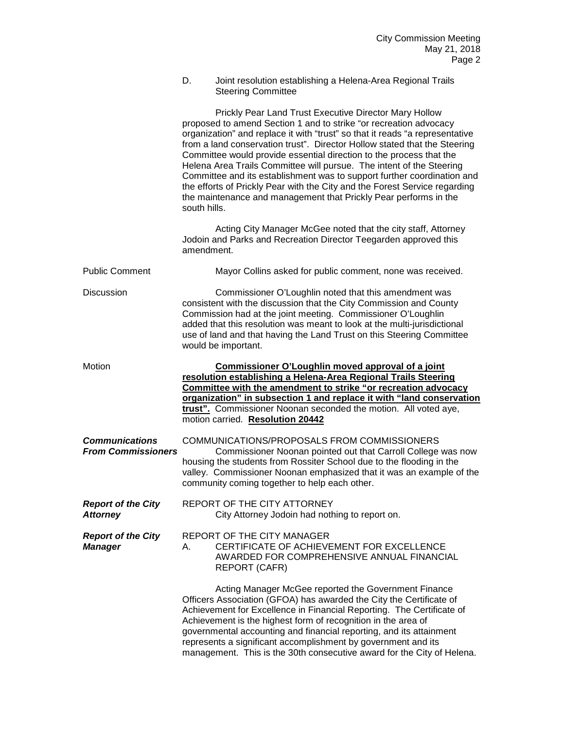D. Joint resolution establishing a Helena-Area Regional Trails Steering Committee

Prickly Pear Land Trust Executive Director Mary Hollow proposed to amend Section 1 and to strike "or recreation advocacy organization" and replace it with "trust" so that it reads "a representative from a land conservation trust". Director Hollow stated that the Steering Committee would provide essential direction to the process that the Helena Area Trails Committee will pursue. The intent of the Steering Committee and its establishment was to support further coordination and the efforts of Prickly Pear with the City and the Forest Service regarding the maintenance and management that Prickly Pear performs in the south hills.

Acting City Manager McGee noted that the city staff, Attorney Jodoin and Parks and Recreation Director Teegarden approved this amendment.

Public Comment

Mayor Collins asked for public comment, none was received.

Discussion

Commissioner O'Loughlin noted that this amendment was consistent with the discussion that the City Commission and County Commission had at the joint meeting. Commissioner O'Loughlin added that this resolution was meant to look at the multi-jurisdictional use of land and that having the Land Trust on this Steering Committee would be important.

Motion

**Commissioner O'Loughlin moved approval of a joint resolution establishing a Helena-Area Regional Trails Steering Committee with the amendment to strike "or recreation advocacy organization" in subsection 1 and replace it with "land conservation trust".** Commissioner Noonan seconded the motion. All voted aye, motion carried. **Resolution 20442**

***Communications From Commissioners***

COMMUNICATIONS/PROPOSALS FROM COMMISSIONERS

Commissioner Noonan pointed out that Carroll College was now housing the students from Rossiter School due to the flooding in the valley. Commissioner Noonan emphasized that it was an example of the community coming together to help each other.

***Report of the City Attorney***

REPORT OF THE CITY ATTORNEY

City Attorney Jodoin had nothing to report on.

***Report of the City Manager***

REPORT OF THE CITY MANAGER

A. CERTIFICATE OF ACHIEVEMENT FOR EXCELLENCE AWARDED FOR COMPREHENSIVE ANNUAL FINANCIAL REPORT (CAFR)

Acting Manager McGee reported the Government Finance Officers Association (GFOA) has awarded the City the Certificate of Achievement for Excellence in Financial Reporting. The Certificate of Achievement is the highest form of recognition in the area of governmental accounting and financial reporting, and its attainment represents a significant accomplishment by government and its management. This is the 30th consecutive award for the City of Helena.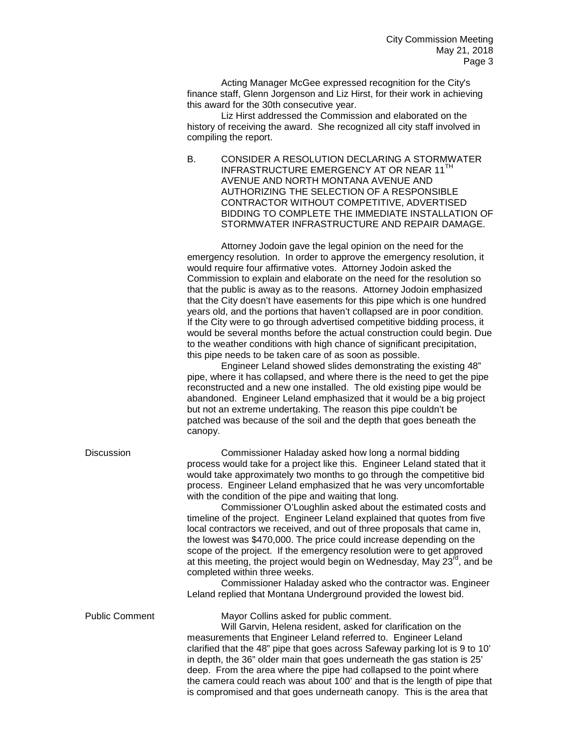Acting Manager McGee expressed recognition for the City's finance staff, Glenn Jorgenson and Liz Hirst, for their work in achieving this award for the 30th consecutive year.

Liz Hirst addressed the Commission and elaborated on the history of receiving the award. She recognized all city staff involved in compiling the report.

B. CONSIDER A RESOLUTION DECLARING A STORMWATER INFRASTRUCTURE EMERGENCY AT OR NEAR 11TH AVENUE AND NORTH MONTANA AVENUE AND AUTHORIZING THE SELECTION OF A RESPONSIBLE CONTRACTOR WITHOUT COMPETITIVE, ADVERTISED BIDDING TO COMPLETE THE IMMEDIATE INSTALLATION OF STORMWATER INFRASTRUCTURE AND REPAIR DAMAGE.

Attorney Jodoin gave the legal opinion on the need for the emergency resolution. In order to approve the emergency resolution, it would require four affirmative votes. Attorney Jodoin asked the Commission to explain and elaborate on the need for the resolution so that the public is away as to the reasons. Attorney Jodoin emphasized that the City doesn't have easements for this pipe which is one hundred years old, and the portions that haven't collapsed are in poor condition. If the City were to go through advertised competitive bidding process, it would be several months before the actual construction could begin. Due to the weather conditions with high chance of significant precipitation, this pipe needs to be taken care of as soon as possible.

Engineer Leland showed slides demonstrating the existing 48" pipe, where it has collapsed, and where there is the need to get the pipe reconstructed and a new one installed. The old existing pipe would be abandoned. Engineer Leland emphasized that it would be a big project but not an extreme undertaking. The reason this pipe couldn't be patched was because of the soil and the depth that goes beneath the canopy.

**Discussion**

Commissioner Haladay asked how long a normal bidding process would take for a project like this. Engineer Leland stated that it would take approximately two months to go through the competitive bid process. Engineer Leland emphasized that he was very uncomfortable with the condition of the pipe and waiting that long.

Commissioner O'Loughlin asked about the estimated costs and timeline of the project. Engineer Leland explained that quotes from five local contractors we received, and out of three proposals that came in, the lowest was $470,000. The price could increase depending on the scope of the project. If the emergency resolution were to get approved at this meeting, the project would begin on Wednesday, May 23rd, and be completed within three weeks.

Commissioner Haladay asked who the contractor was. Engineer Leland replied that Montana Underground provided the lowest bid.

**Public Comment**

Mayor Collins asked for public comment.

Will Garvin, Helena resident, asked for clarification on the measurements that Engineer Leland referred to. Engineer Leland clarified that the 48" pipe that goes across Safeway parking lot is 9 to 10' in depth, the 36" older main that goes underneath the gas station is 25' deep. From the area where the pipe had collapsed to the point where the camera could reach was about 100' and that is the length of pipe that is compromised and that goes underneath canopy. This is the area that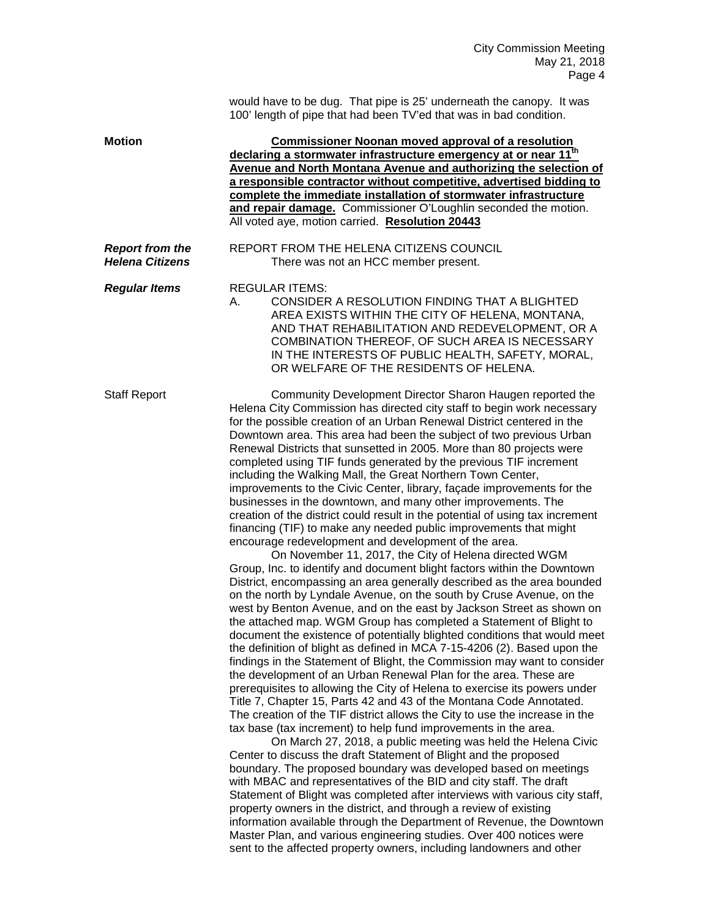would have to be dug. That pipe is 25' underneath the canopy. It was 100' length of pipe that had been TV'ed that was in bad condition.

**Motion** — **Commissioner Noonan moved approval of a resolution declaring a stormwater infrastructure emergency at or near 11th Avenue and North Montana Avenue and authorizing the selection of a responsible contractor without competitive, advertised bidding to complete the immediate installation of stormwater infrastructure and repair damage.** Commissioner O'Loughlin seconded the motion. All voted aye, motion carried. **Resolution 20443**

***Report from the Helena Citizens*** — REPORT FROM THE HELENA CITIZENS COUNCIL

There was not an HCC member present.

***Regular Items*** — REGULAR ITEMS:

A. CONSIDER A RESOLUTION FINDING THAT A BLIGHTED AREA EXISTS WITHIN THE CITY OF HELENA, MONTANA, AND THAT REHABILITATION AND REDEVELOPMENT, OR A COMBINATION THEREOF, OF SUCH AREA IS NECESSARY IN THE INTERESTS OF PUBLIC HEALTH, SAFETY, MORAL, OR WELFARE OF THE RESIDENTS OF HELENA.

Staff Report — Community Development Director Sharon Haugen reported the Helena City Commission has directed city staff to begin work necessary for the possible creation of an Urban Renewal District centered in the Downtown area. This area had been the subject of two previous Urban Renewal Districts that sunsetted in 2005. More than 80 projects were completed using TIF funds generated by the previous TIF increment including the Walking Mall, the Great Northern Town Center, improvements to the Civic Center, library, façade improvements for the businesses in the downtown, and many other improvements. The creation of the district could result in the potential of using tax increment financing (TIF) to make any needed public improvements that might encourage redevelopment and development of the area.

On November 11, 2017, the City of Helena directed WGM Group, Inc. to identify and document blight factors within the Downtown District, encompassing an area generally described as the area bounded on the north by Lyndale Avenue, on the south by Cruse Avenue, on the west by Benton Avenue, and on the east by Jackson Street as shown on the attached map. WGM Group has completed a Statement of Blight to document the existence of potentially blighted conditions that would meet the definition of blight as defined in MCA 7-15-4206 (2). Based upon the findings in the Statement of Blight, the Commission may want to consider the development of an Urban Renewal Plan for the area. These are prerequisites to allowing the City of Helena to exercise its powers under Title 7, Chapter 15, Parts 42 and 43 of the Montana Code Annotated. The creation of the TIF district allows the City to use the increase in the tax base (tax increment) to help fund improvements in the area.

On March 27, 2018, a public meeting was held the Helena Civic Center to discuss the draft Statement of Blight and the proposed boundary. The proposed boundary was developed based on meetings with MBAC and representatives of the BID and city staff. The draft Statement of Blight was completed after interviews with various city staff, property owners in the district, and through a review of existing information available through the Department of Revenue, the Downtown Master Plan, and various engineering studies. Over 400 notices were sent to the affected property owners, including landowners and other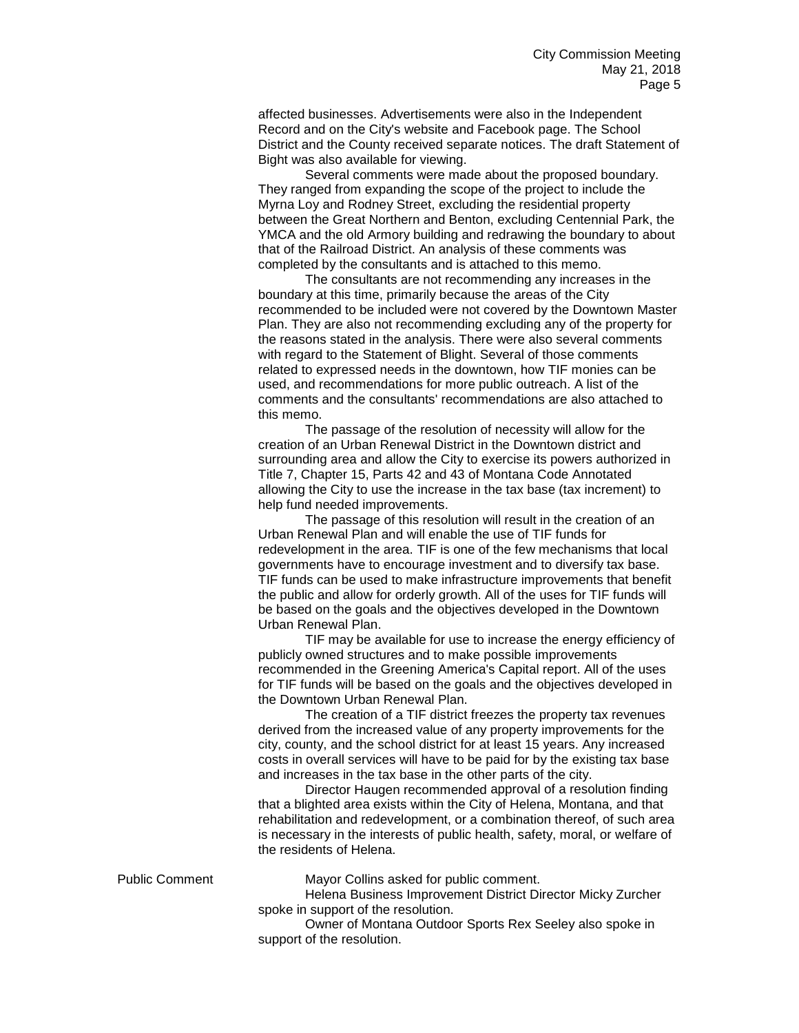affected businesses. Advertisements were also in the Independent Record and on the City's website and Facebook page. The School District and the County received separate notices. The draft Statement of Bight was also available for viewing.

Several comments were made about the proposed boundary. They ranged from expanding the scope of the project to include the Myrna Loy and Rodney Street, excluding the residential property between the Great Northern and Benton, excluding Centennial Park, the YMCA and the old Armory building and redrawing the boundary to about that of the Railroad District. An analysis of these comments was completed by the consultants and is attached to this memo.

The consultants are not recommending any increases in the boundary at this time, primarily because the areas of the City recommended to be included were not covered by the Downtown Master Plan. They are also not recommending excluding any of the property for the reasons stated in the analysis. There were also several comments with regard to the Statement of Blight. Several of those comments related to expressed needs in the downtown, how TIF monies can be used, and recommendations for more public outreach. A list of the comments and the consultants' recommendations are also attached to this memo.

The passage of the resolution of necessity will allow for the creation of an Urban Renewal District in the Downtown district and surrounding area and allow the City to exercise its powers authorized in Title 7, Chapter 15, Parts 42 and 43 of Montana Code Annotated allowing the City to use the increase in the tax base (tax increment) to help fund needed improvements.

The passage of this resolution will result in the creation of an Urban Renewal Plan and will enable the use of TIF funds for redevelopment in the area. TIF is one of the few mechanisms that local governments have to encourage investment and to diversify tax base. TIF funds can be used to make infrastructure improvements that benefit the public and allow for orderly growth. All of the uses for TIF funds will be based on the goals and the objectives developed in the Downtown Urban Renewal Plan.

TIF may be available for use to increase the energy efficiency of publicly owned structures and to make possible improvements recommended in the Greening America's Capital report. All of the uses for TIF funds will be based on the goals and the objectives developed in the Downtown Urban Renewal Plan.

The creation of a TIF district freezes the property tax revenues derived from the increased value of any property improvements for the city, county, and the school district for at least 15 years. Any increased costs in overall services will have to be paid for by the existing tax base and increases in the tax base in the other parts of the city.

Director Haugen recommended approval of a resolution finding that a blighted area exists within the City of Helena, Montana, and that rehabilitation and redevelopment, or a combination thereof, of such area is necessary in the interests of public health, safety, moral, or welfare of the residents of Helena.

**Public Comment**

Mayor Collins asked for public comment.

Helena Business Improvement District Director Micky Zurcher spoke in support of the resolution.

Owner of Montana Outdoor Sports Rex Seeley also spoke in support of the resolution.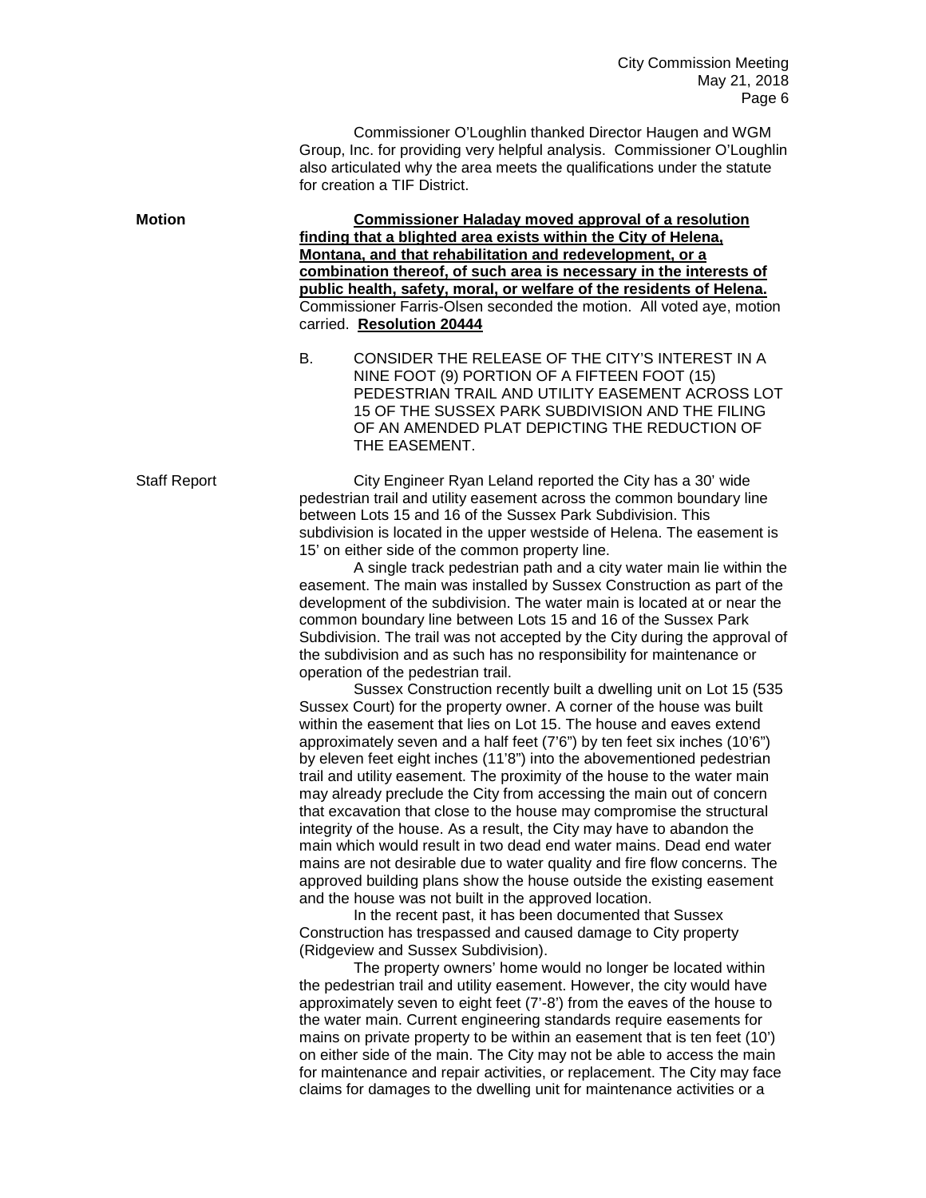Commissioner O'Loughlin thanked Director Haugen and WGM Group, Inc. for providing very helpful analysis. Commissioner O'Loughlin also articulated why the area meets the qualifications under the statute for creation a TIF District.

**Motion**

**<u>Commissioner Haladay moved approval of a resolution finding that a blighted area exists within the City of Helena, Montana, and that rehabilitation and redevelopment, or a combination thereof, of such area is necessary in the interests of public health, safety, moral, or welfare of the residents of Helena.</u>** Commissioner Farris-Olsen seconded the motion. All voted aye, motion carried. **<u>Resolution 20444</u>**

B. CONSIDER THE RELEASE OF THE CITY'S INTEREST IN A NINE FOOT (9) PORTION OF A FIFTEEN FOOT (15) PEDESTRIAN TRAIL AND UTILITY EASEMENT ACROSS LOT 15 OF THE SUSSEX PARK SUBDIVISION AND THE FILING OF AN AMENDED PLAT DEPICTING THE REDUCTION OF THE EASEMENT.

Staff Report

City Engineer Ryan Leland reported the City has a 30' wide pedestrian trail and utility easement across the common boundary line between Lots 15 and 16 of the Sussex Park Subdivision. This subdivision is located in the upper westside of Helena. The easement is 15' on either side of the common property line.

A single track pedestrian path and a city water main lie within the easement. The main was installed by Sussex Construction as part of the development of the subdivision. The water main is located at or near the common boundary line between Lots 15 and 16 of the Sussex Park Subdivision. The trail was not accepted by the City during the approval of the subdivision and as such has no responsibility for maintenance or operation of the pedestrian trail.

Sussex Construction recently built a dwelling unit on Lot 15 (535 Sussex Court) for the property owner. A corner of the house was built within the easement that lies on Lot 15. The house and eaves extend approximately seven and a half feet (7'6") by ten feet six inches (10'6") by eleven feet eight inches (11'8") into the abovementioned pedestrian trail and utility easement. The proximity of the house to the water main may already preclude the City from accessing the main out of concern that excavation that close to the house may compromise the structural integrity of the house. As a result, the City may have to abandon the main which would result in two dead end water mains. Dead end water mains are not desirable due to water quality and fire flow concerns. The approved building plans show the house outside the existing easement and the house was not built in the approved location.

In the recent past, it has been documented that Sussex Construction has trespassed and caused damage to City property (Ridgeview and Sussex Subdivision).

The property owners' home would no longer be located within the pedestrian trail and utility easement. However, the city would have approximately seven to eight feet (7'-8') from the eaves of the house to the water main. Current engineering standards require easements for mains on private property to be within an easement that is ten feet (10') on either side of the main. The City may not be able to access the main for maintenance and repair activities, or replacement. The City may face claims for damages to the dwelling unit for maintenance activities or a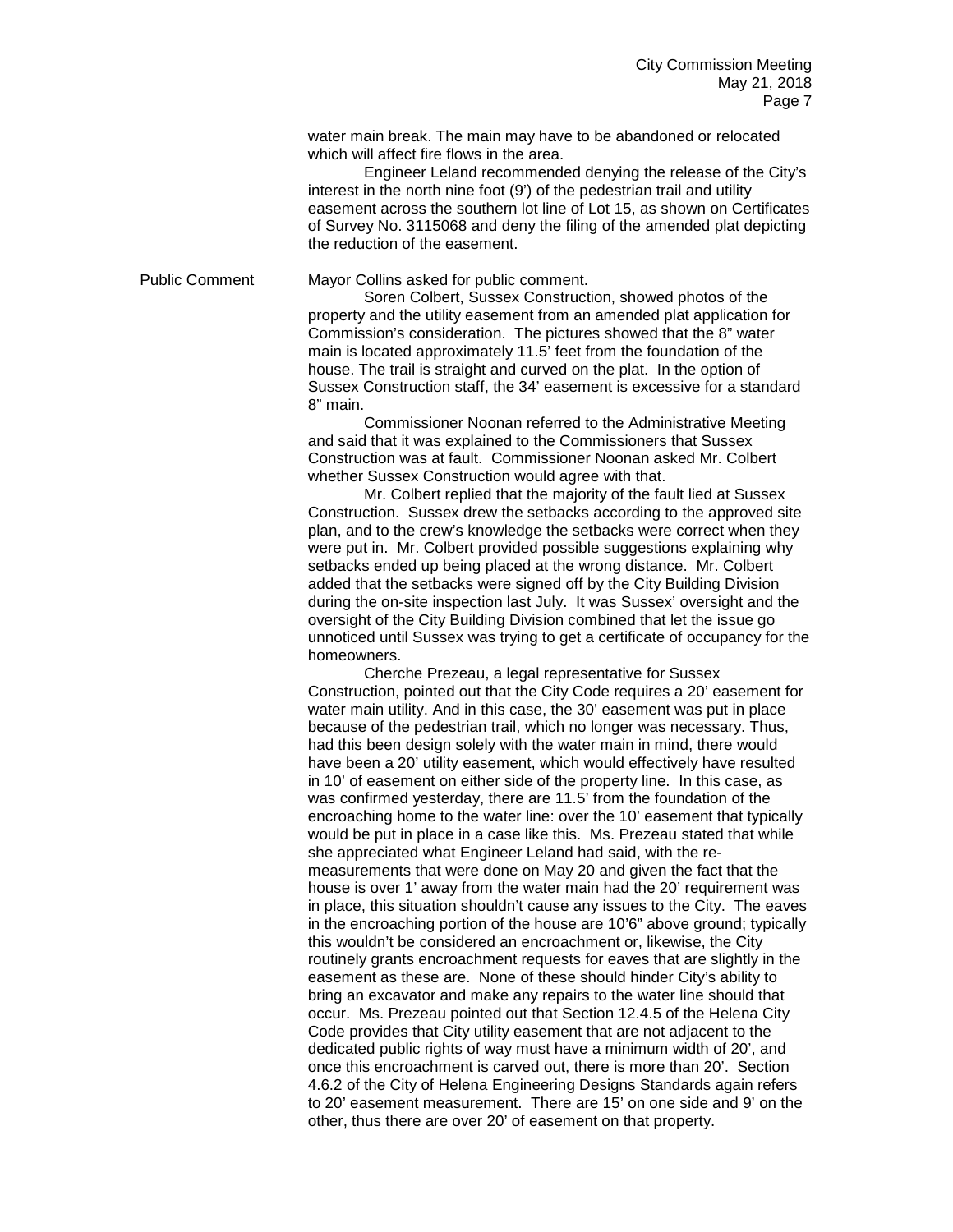water main break. The main may have to be abandoned or relocated which will affect fire flows in the area.

Engineer Leland recommended denying the release of the City's interest in the north nine foot (9') of the pedestrian trail and utility easement across the southern lot line of Lot 15, as shown on Certificates of Survey No. 3115068 and deny the filing of the amended plat depicting the reduction of the easement.

**Public Comment**

Mayor Collins asked for public comment.

Soren Colbert, Sussex Construction, showed photos of the property and the utility easement from an amended plat application for Commission's consideration. The pictures showed that the 8" water main is located approximately 11.5' feet from the foundation of the house. The trail is straight and curved on the plat. In the option of Sussex Construction staff, the 34' easement is excessive for a standard 8" main.

Commissioner Noonan referred to the Administrative Meeting and said that it was explained to the Commissioners that Sussex Construction was at fault. Commissioner Noonan asked Mr. Colbert whether Sussex Construction would agree with that.

Mr. Colbert replied that the majority of the fault lied at Sussex Construction. Sussex drew the setbacks according to the approved site plan, and to the crew's knowledge the setbacks were correct when they were put in. Mr. Colbert provided possible suggestions explaining why setbacks ended up being placed at the wrong distance. Mr. Colbert added that the setbacks were signed off by the City Building Division during the on-site inspection last July. It was Sussex' oversight and the oversight of the City Building Division combined that let the issue go unnoticed until Sussex was trying to get a certificate of occupancy for the homeowners.

Cherche Prezeau, a legal representative for Sussex Construction, pointed out that the City Code requires a 20' easement for water main utility. And in this case, the 30' easement was put in place because of the pedestrian trail, which no longer was necessary. Thus, had this been design solely with the water main in mind, there would have been a 20' utility easement, which would effectively have resulted in 10' of easement on either side of the property line. In this case, as was confirmed yesterday, there are 11.5' from the foundation of the encroaching home to the water line: over the 10' easement that typically would be put in place in a case like this. Ms. Prezeau stated that while she appreciated what Engineer Leland had said, with the re-measurements that were done on May 20 and given the fact that the house is over 1' away from the water main had the 20' requirement was in place, this situation shouldn't cause any issues to the City. The eaves in the encroaching portion of the house are 10'6" above ground; typically this wouldn't be considered an encroachment or, likewise, the City routinely grants encroachment requests for eaves that are slightly in the easement as these are. None of these should hinder City's ability to bring an excavator and make any repairs to the water line should that occur. Ms. Prezeau pointed out that Section 12.4.5 of the Helena City Code provides that City utility easement that are not adjacent to the dedicated public rights of way must have a minimum width of 20', and once this encroachment is carved out, there is more than 20'. Section 4.6.2 of the City of Helena Engineering Designs Standards again refers to 20' easement measurement. There are 15' on one side and 9' on the other, thus there are over 20' of easement on that property.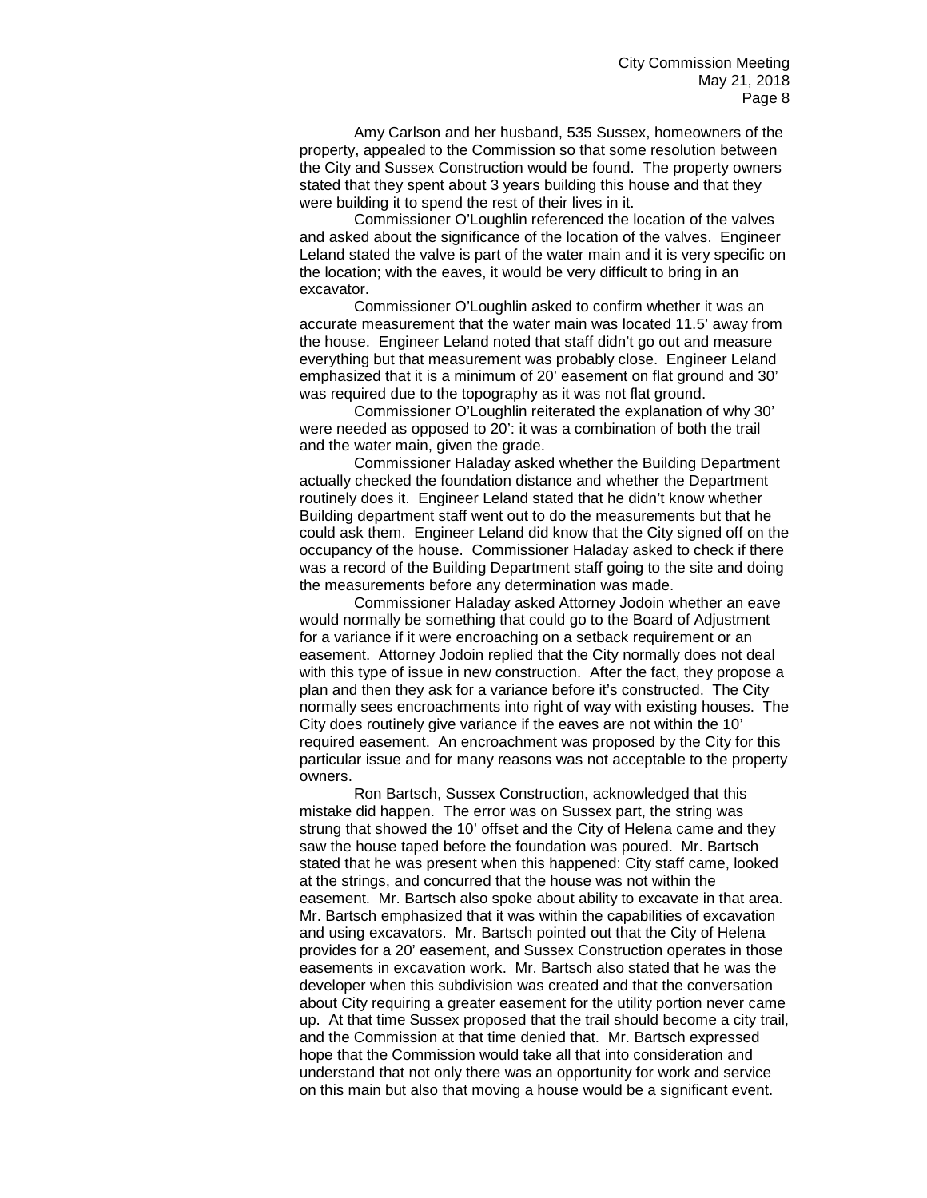Amy Carlson and her husband, 535 Sussex, homeowners of the property, appealed to the Commission so that some resolution between the City and Sussex Construction would be found. The property owners stated that they spent about 3 years building this house and that they were building it to spend the rest of their lives in it.

Commissioner O'Loughlin referenced the location of the valves and asked about the significance of the location of the valves. Engineer Leland stated the valve is part of the water main and it is very specific on the location; with the eaves, it would be very difficult to bring in an excavator.

Commissioner O'Loughlin asked to confirm whether it was an accurate measurement that the water main was located 11.5' away from the house. Engineer Leland noted that staff didn't go out and measure everything but that measurement was probably close. Engineer Leland emphasized that it is a minimum of 20' easement on flat ground and 30' was required due to the topography as it was not flat ground.

Commissioner O'Loughlin reiterated the explanation of why 30' were needed as opposed to 20': it was a combination of both the trail and the water main, given the grade.

Commissioner Haladay asked whether the Building Department actually checked the foundation distance and whether the Department routinely does it. Engineer Leland stated that he didn't know whether Building department staff went out to do the measurements but that he could ask them. Engineer Leland did know that the City signed off on the occupancy of the house. Commissioner Haladay asked to check if there was a record of the Building Department staff going to the site and doing the measurements before any determination was made.

Commissioner Haladay asked Attorney Jodoin whether an eave would normally be something that could go to the Board of Adjustment for a variance if it were encroaching on a setback requirement or an easement. Attorney Jodoin replied that the City normally does not deal with this type of issue in new construction. After the fact, they propose a plan and then they ask for a variance before it's constructed. The City normally sees encroachments into right of way with existing houses. The City does routinely give variance if the eaves are not within the 10' required easement. An encroachment was proposed by the City for this particular issue and for many reasons was not acceptable to the property owners.

Ron Bartsch, Sussex Construction, acknowledged that this mistake did happen. The error was on Sussex part, the string was strung that showed the 10' offset and the City of Helena came and they saw the house taped before the foundation was poured. Mr. Bartsch stated that he was present when this happened: City staff came, looked at the strings, and concurred that the house was not within the easement. Mr. Bartsch also spoke about ability to excavate in that area. Mr. Bartsch emphasized that it was within the capabilities of excavation and using excavators. Mr. Bartsch pointed out that the City of Helena provides for a 20' easement, and Sussex Construction operates in those easements in excavation work. Mr. Bartsch also stated that he was the developer when this subdivision was created and that the conversation about City requiring a greater easement for the utility portion never came up. At that time Sussex proposed that the trail should become a city trail, and the Commission at that time denied that. Mr. Bartsch expressed hope that the Commission would take all that into consideration and understand that not only there was an opportunity for work and service on this main but also that moving a house would be a significant event.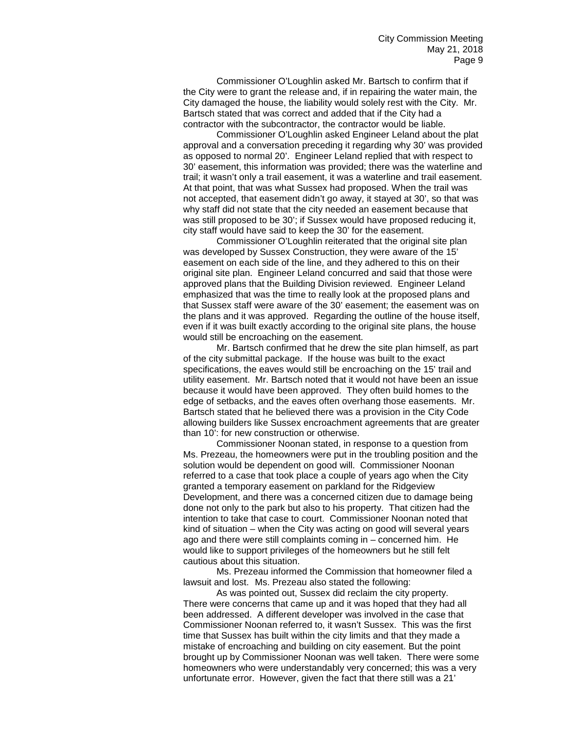Commissioner O'Loughlin asked Mr. Bartsch to confirm that if the City were to grant the release and, if in repairing the water main, the City damaged the house, the liability would solely rest with the City. Mr. Bartsch stated that was correct and added that if the City had a contractor with the subcontractor, the contractor would be liable.

Commissioner O'Loughlin asked Engineer Leland about the plat approval and a conversation preceding it regarding why 30' was provided as opposed to normal 20'. Engineer Leland replied that with respect to 30' easement, this information was provided; there was the waterline and trail; it wasn't only a trail easement, it was a waterline and trail easement. At that point, that was what Sussex had proposed. When the trail was not accepted, that easement didn't go away, it stayed at 30', so that was why staff did not state that the city needed an easement because that was still proposed to be 30'; if Sussex would have proposed reducing it, city staff would have said to keep the 30' for the easement.

Commissioner O'Loughlin reiterated that the original site plan was developed by Sussex Construction, they were aware of the 15' easement on each side of the line, and they adhered to this on their original site plan. Engineer Leland concurred and said that those were approved plans that the Building Division reviewed. Engineer Leland emphasized that was the time to really look at the proposed plans and that Sussex staff were aware of the 30' easement; the easement was on the plans and it was approved. Regarding the outline of the house itself, even if it was built exactly according to the original site plans, the house would still be encroaching on the easement.

Mr. Bartsch confirmed that he drew the site plan himself, as part of the city submittal package. If the house was built to the exact specifications, the eaves would still be encroaching on the 15' trail and utility easement. Mr. Bartsch noted that it would not have been an issue because it would have been approved. They often build homes to the edge of setbacks, and the eaves often overhang those easements. Mr. Bartsch stated that he believed there was a provision in the City Code allowing builders like Sussex encroachment agreements that are greater than 10': for new construction or otherwise.

Commissioner Noonan stated, in response to a question from Ms. Prezeau, the homeowners were put in the troubling position and the solution would be dependent on good will. Commissioner Noonan referred to a case that took place a couple of years ago when the City granted a temporary easement on parkland for the Ridgeview Development, and there was a concerned citizen due to damage being done not only to the park but also to his property. That citizen had the intention to take that case to court. Commissioner Noonan noted that kind of situation – when the City was acting on good will several years ago and there were still complaints coming in – concerned him. He would like to support privileges of the homeowners but he still felt cautious about this situation.

Ms. Prezeau informed the Commission that homeowner filed a lawsuit and lost. Ms. Prezeau also stated the following:

As was pointed out, Sussex did reclaim the city property. There were concerns that came up and it was hoped that they had all been addressed. A different developer was involved in the case that Commissioner Noonan referred to, it wasn't Sussex. This was the first time that Sussex has built within the city limits and that they made a mistake of encroaching and building on city easement. But the point brought up by Commissioner Noonan was well taken. There were some homeowners who were understandably very concerned; this was a very unfortunate error. However, given the fact that there still was a 21'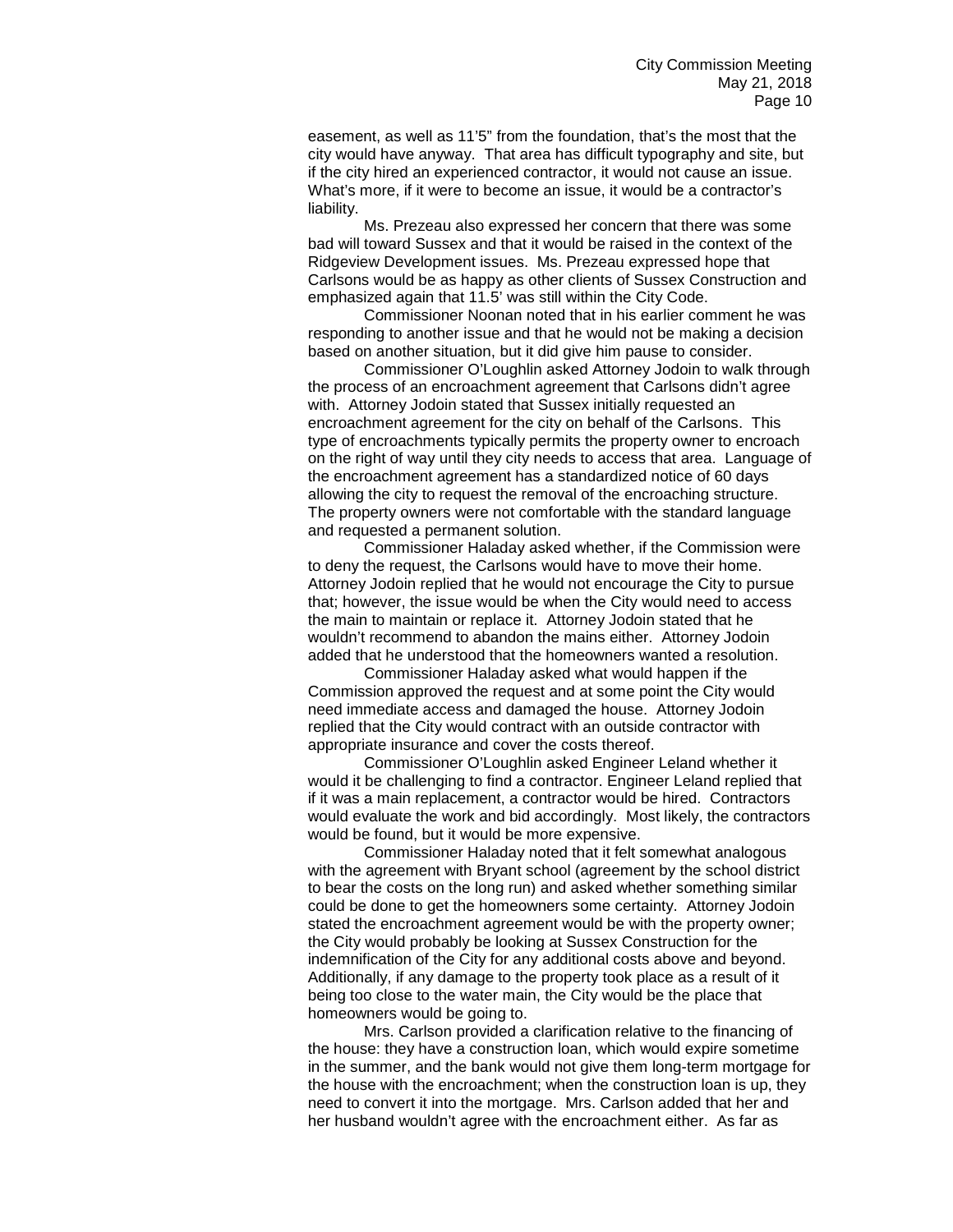easement, as well as 11'5" from the foundation, that's the most that the city would have anyway. That area has difficult typography and site, but if the city hired an experienced contractor, it would not cause an issue. What's more, if it were to become an issue, it would be a contractor's liability.

Ms. Prezeau also expressed her concern that there was some bad will toward Sussex and that it would be raised in the context of the Ridgeview Development issues. Ms. Prezeau expressed hope that Carlsons would be as happy as other clients of Sussex Construction and emphasized again that 11.5' was still within the City Code.

Commissioner Noonan noted that in his earlier comment he was responding to another issue and that he would not be making a decision based on another situation, but it did give him pause to consider.

Commissioner O'Loughlin asked Attorney Jodoin to walk through the process of an encroachment agreement that Carlsons didn't agree with. Attorney Jodoin stated that Sussex initially requested an encroachment agreement for the city on behalf of the Carlsons. This type of encroachments typically permits the property owner to encroach on the right of way until they city needs to access that area. Language of the encroachment agreement has a standardized notice of 60 days allowing the city to request the removal of the encroaching structure. The property owners were not comfortable with the standard language and requested a permanent solution.

Commissioner Haladay asked whether, if the Commission were to deny the request, the Carlsons would have to move their home. Attorney Jodoin replied that he would not encourage the City to pursue that; however, the issue would be when the City would need to access the main to maintain or replace it. Attorney Jodoin stated that he wouldn't recommend to abandon the mains either. Attorney Jodoin added that he understood that the homeowners wanted a resolution.

Commissioner Haladay asked what would happen if the Commission approved the request and at some point the City would need immediate access and damaged the house. Attorney Jodoin replied that the City would contract with an outside contractor with appropriate insurance and cover the costs thereof.

Commissioner O'Loughlin asked Engineer Leland whether it would it be challenging to find a contractor. Engineer Leland replied that if it was a main replacement, a contractor would be hired. Contractors would evaluate the work and bid accordingly. Most likely, the contractors would be found, but it would be more expensive.

Commissioner Haladay noted that it felt somewhat analogous with the agreement with Bryant school (agreement by the school district to bear the costs on the long run) and asked whether something similar could be done to get the homeowners some certainty. Attorney Jodoin stated the encroachment agreement would be with the property owner; the City would probably be looking at Sussex Construction for the indemnification of the City for any additional costs above and beyond. Additionally, if any damage to the property took place as a result of it being too close to the water main, the City would be the place that homeowners would be going to.

Mrs. Carlson provided a clarification relative to the financing of the house: they have a construction loan, which would expire sometime in the summer, and the bank would not give them long-term mortgage for the house with the encroachment; when the construction loan is up, they need to convert it into the mortgage. Mrs. Carlson added that her and her husband wouldn't agree with the encroachment either. As far as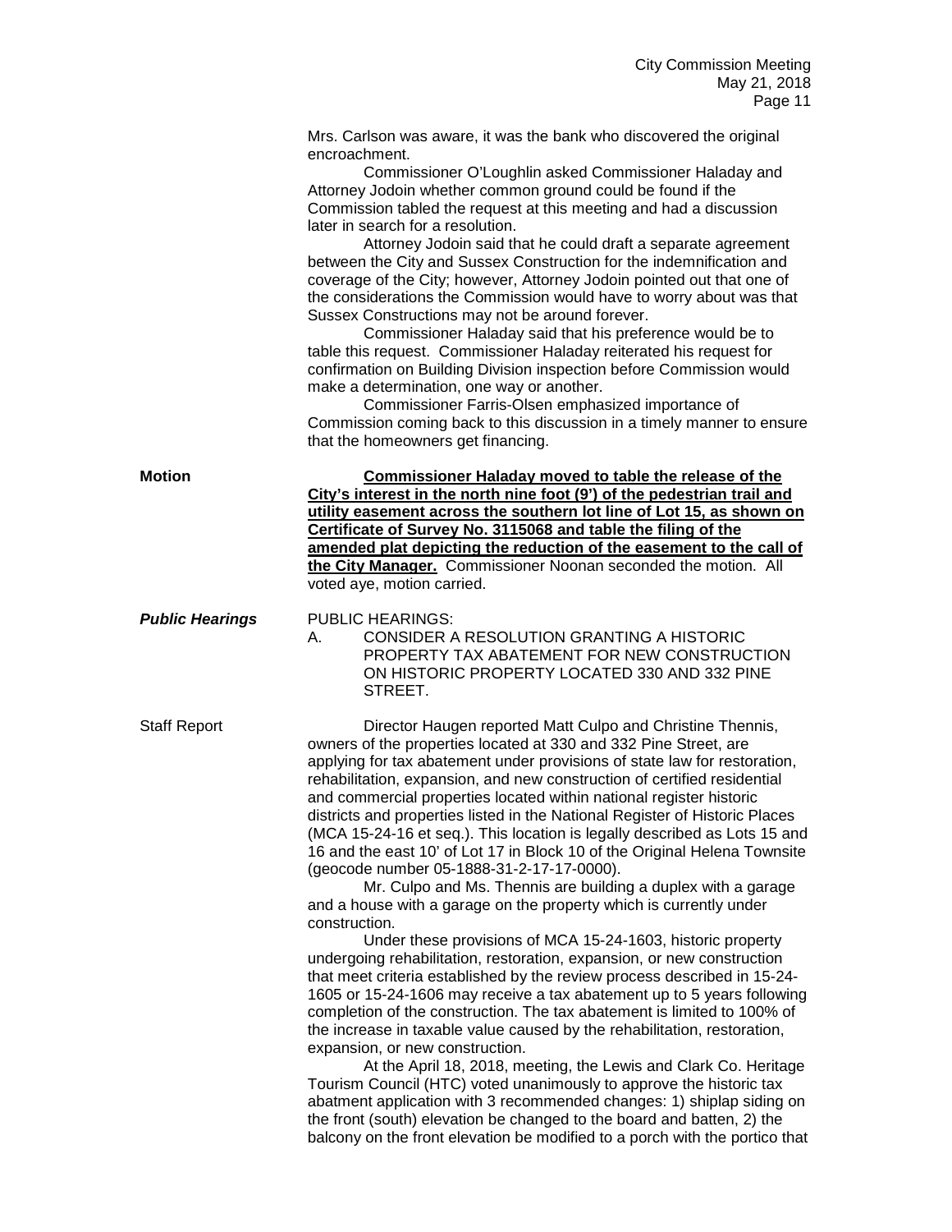Mrs. Carlson was aware, it was the bank who discovered the original encroachment.

Commissioner O'Loughlin asked Commissioner Haladay and Attorney Jodoin whether common ground could be found if the Commission tabled the request at this meeting and had a discussion later in search for a resolution.

Attorney Jodoin said that he could draft a separate agreement between the City and Sussex Construction for the indemnification and coverage of the City; however, Attorney Jodoin pointed out that one of the considerations the Commission would have to worry about was that Sussex Constructions may not be around forever.

Commissioner Haladay said that his preference would be to table this request. Commissioner Haladay reiterated his request for confirmation on Building Division inspection before Commission would make a determination, one way or another.

Commissioner Farris-Olsen emphasized importance of Commission coming back to this discussion in a timely manner to ensure that the homeowners get financing.

**Motion**

**Commissioner Haladay moved to table the release of the City's interest in the north nine foot (9') of the pedestrian trail and utility easement across the southern lot line of Lot 15, as shown on Certificate of Survey No. 3115068 and table the filing of the amended plat depicting the reduction of the easement to the call of the City Manager.** Commissioner Noonan seconded the motion. All voted aye, motion carried.

***Public Hearings***

PUBLIC HEARINGS:

A. CONSIDER A RESOLUTION GRANTING A HISTORIC PROPERTY TAX ABATEMENT FOR NEW CONSTRUCTION ON HISTORIC PROPERTY LOCATED 330 AND 332 PINE STREET.

Staff Report

Director Haugen reported Matt Culpo and Christine Thennis, owners of the properties located at 330 and 332 Pine Street, are applying for tax abatement under provisions of state law for restoration, rehabilitation, expansion, and new construction of certified residential and commercial properties located within national register historic districts and properties listed in the National Register of Historic Places (MCA 15-24-16 et seq.). This location is legally described as Lots 15 and 16 and the east 10' of Lot 17 in Block 10 of the Original Helena Townsite (geocode number 05-1888-31-2-17-17-0000).

Mr. Culpo and Ms. Thennis are building a duplex with a garage and a house with a garage on the property which is currently under construction.

Under these provisions of MCA 15-24-1603, historic property undergoing rehabilitation, restoration, expansion, or new construction that meet criteria established by the review process described in 15-24-1605 or 15-24-1606 may receive a tax abatement up to 5 years following completion of the construction. The tax abatement is limited to 100% of the increase in taxable value caused by the rehabilitation, restoration, expansion, or new construction.

At the April 18, 2018, meeting, the Lewis and Clark Co. Heritage Tourism Council (HTC) voted unanimously to approve the historic tax abatment application with 3 recommended changes: 1) shiplap siding on the front (south) elevation be changed to the board and batten, 2) the balcony on the front elevation be modified to a porch with the portico that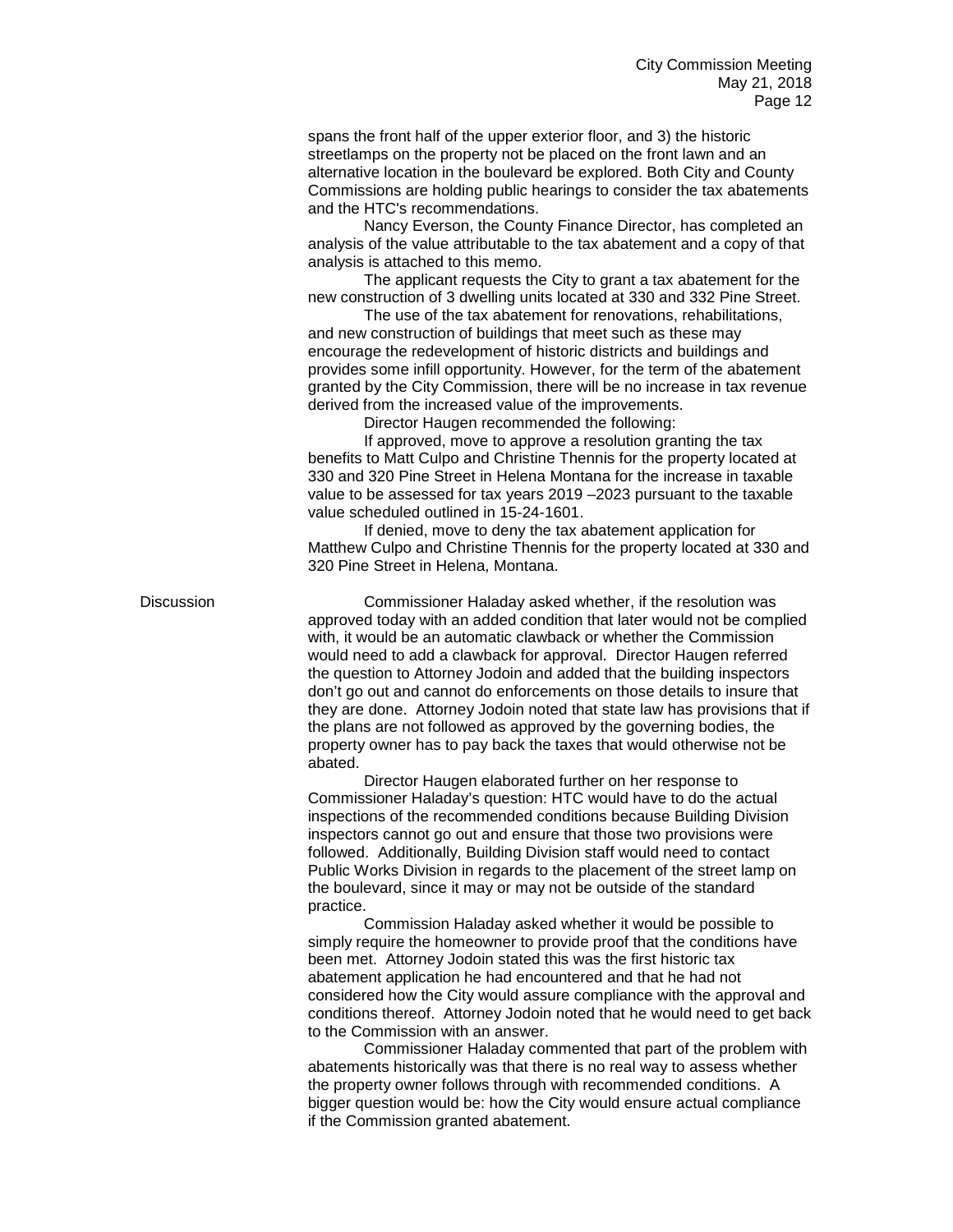spans the front half of the upper exterior floor, and 3) the historic streetlamps on the property not be placed on the front lawn and an alternative location in the boulevard be explored. Both City and County Commissions are holding public hearings to consider the tax abatements and the HTC's recommendations.

Nancy Everson, the County Finance Director, has completed an analysis of the value attributable to the tax abatement and a copy of that analysis is attached to this memo.

The applicant requests the City to grant a tax abatement for the new construction of 3 dwelling units located at 330 and 332 Pine Street.

The use of the tax abatement for renovations, rehabilitations, and new construction of buildings that meet such as these may encourage the redevelopment of historic districts and buildings and provides some infill opportunity. However, for the term of the abatement granted by the City Commission, there will be no increase in tax revenue derived from the increased value of the improvements.

Director Haugen recommended the following:

If approved, move to approve a resolution granting the tax benefits to Matt Culpo and Christine Thennis for the property located at 330 and 320 Pine Street in Helena Montana for the increase in taxable value to be assessed for tax years 2019 –2023 pursuant to the taxable value scheduled outlined in 15-24-1601.

If denied, move to deny the tax abatement application for Matthew Culpo and Christine Thennis for the property located at 330 and 320 Pine Street in Helena, Montana.

**Discussion**

Commissioner Haladay asked whether, if the resolution was approved today with an added condition that later would not be complied with, it would be an automatic clawback or whether the Commission would need to add a clawback for approval. Director Haugen referred the question to Attorney Jodoin and added that the building inspectors don't go out and cannot do enforcements on those details to insure that they are done. Attorney Jodoin noted that state law has provisions that if the plans are not followed as approved by the governing bodies, the property owner has to pay back the taxes that would otherwise not be abated.

Director Haugen elaborated further on her response to Commissioner Haladay's question: HTC would have to do the actual inspections of the recommended conditions because Building Division inspectors cannot go out and ensure that those two provisions were followed. Additionally, Building Division staff would need to contact Public Works Division in regards to the placement of the street lamp on the boulevard, since it may or may not be outside of the standard practice.

Commission Haladay asked whether it would be possible to simply require the homeowner to provide proof that the conditions have been met. Attorney Jodoin stated this was the first historic tax abatement application he had encountered and that he had not considered how the City would assure compliance with the approval and conditions thereof. Attorney Jodoin noted that he would need to get back to the Commission with an answer.

Commissioner Haladay commented that part of the problem with abatements historically was that there is no real way to assess whether the property owner follows through with recommended conditions. A bigger question would be: how the City would ensure actual compliance if the Commission granted abatement.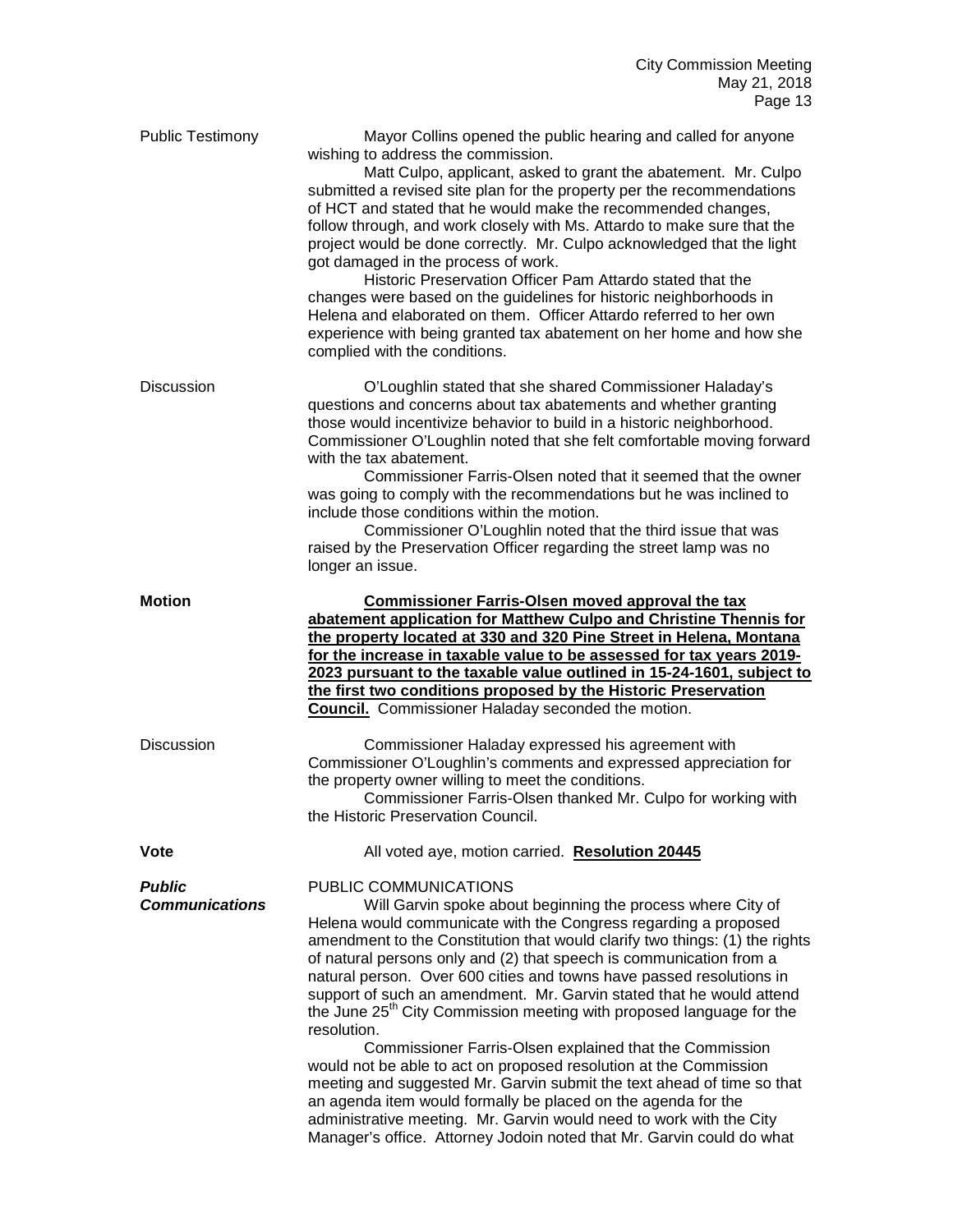**Public Testimony**

Mayor Collins opened the public hearing and called for anyone wishing to address the commission.

Matt Culpo, applicant, asked to grant the abatement. Mr. Culpo submitted a revised site plan for the property per the recommendations of HCT and stated that he would make the recommended changes, follow through, and work closely with Ms. Attardo to make sure that the project would be done correctly. Mr. Culpo acknowledged that the light got damaged in the process of work.

Historic Preservation Officer Pam Attardo stated that the changes were based on the guidelines for historic neighborhoods in Helena and elaborated on them. Officer Attardo referred to her own experience with being granted tax abatement on her home and how she complied with the conditions.

**Discussion**

O'Loughlin stated that she shared Commissioner Haladay's questions and concerns about tax abatements and whether granting those would incentivize behavior to build in a historic neighborhood. Commissioner O'Loughlin noted that she felt comfortable moving forward with the tax abatement.

Commissioner Farris-Olsen noted that it seemed that the owner was going to comply with the recommendations but he was inclined to include those conditions within the motion.

Commissioner O'Loughlin noted that the third issue that was raised by the Preservation Officer regarding the street lamp was no longer an issue.

**Motion**

**Commissioner Farris-Olsen moved approval the tax abatement application for Matthew Culpo and Christine Thennis for the property located at 330 and 320 Pine Street in Helena, Montana for the increase in taxable value to be assessed for tax years 2019-2023 pursuant to the taxable value outlined in 15-24-1601, subject to the first two conditions proposed by the Historic Preservation Council.** Commissioner Haladay seconded the motion.

**Discussion**

Commissioner Haladay expressed his agreement with Commissioner O'Loughlin's comments and expressed appreciation for the property owner willing to meet the conditions.

Commissioner Farris-Olsen thanked Mr. Culpo for working with the Historic Preservation Council.

**Vote**

All voted aye, motion carried. **Resolution 20445**

***Public Communications***

PUBLIC COMMUNICATIONS

Will Garvin spoke about beginning the process where City of Helena would communicate with the Congress regarding a proposed amendment to the Constitution that would clarify two things: (1) the rights of natural persons only and (2) that speech is communication from a natural person. Over 600 cities and towns have passed resolutions in support of such an amendment. Mr. Garvin stated that he would attend the June 25th City Commission meeting with proposed language for the resolution.

Commissioner Farris-Olsen explained that the Commission would not be able to act on proposed resolution at the Commission meeting and suggested Mr. Garvin submit the text ahead of time so that an agenda item would formally be placed on the agenda for the administrative meeting. Mr. Garvin would need to work with the City Manager's office. Attorney Jodoin noted that Mr. Garvin could do what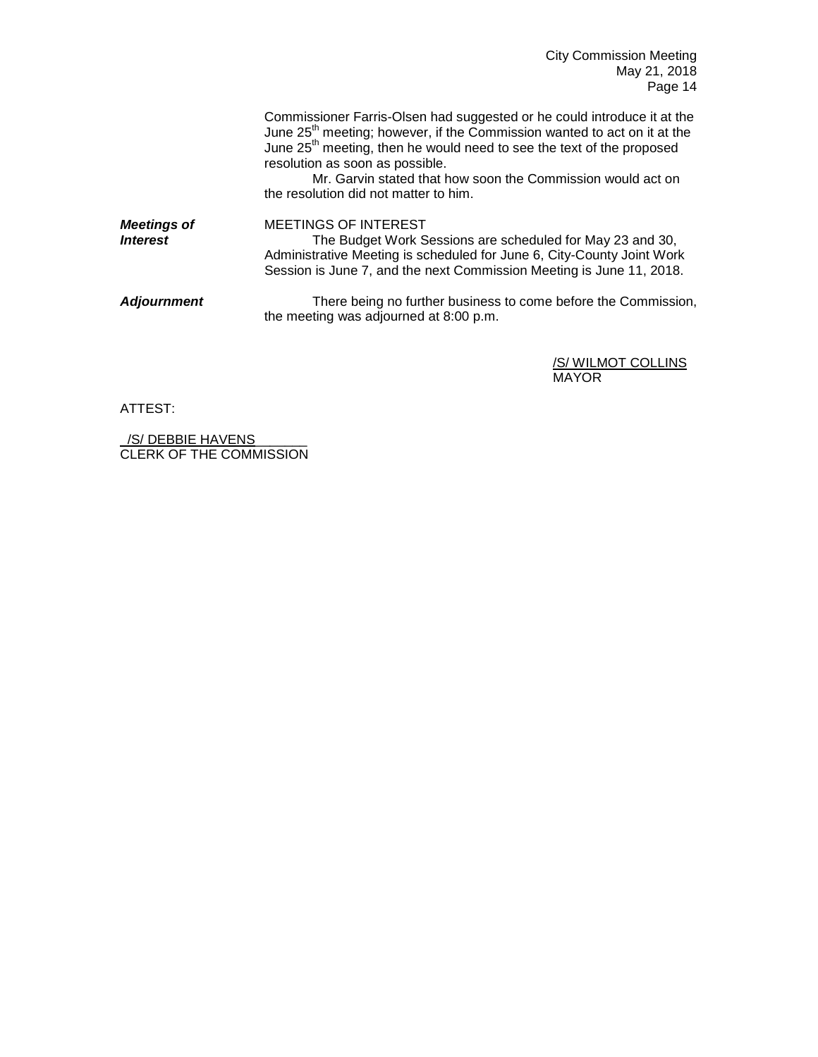Commissioner Farris-Olsen had suggested or he could introduce it at the June 25th meeting; however, if the Commission wanted to act on it at the June 25th meeting, then he would need to see the text of the proposed resolution as soon as possible.

Mr. Garvin stated that how soon the Commission would act on the resolution did not matter to him.

***Meetings of Interest***

MEETINGS OF INTEREST

The Budget Work Sessions are scheduled for May 23 and 30, Administrative Meeting is scheduled for June 6, City-County Joint Work Session is June 7, and the next Commission Meeting is June 11, 2018.

***Adjournment***

There being no further business to come before the Commission, the meeting was adjourned at 8:00 p.m.

/S/ WILMOT COLLINS
MAYOR

ATTEST:

/S/ DEBBIE HAVENS
CLERK OF THE COMMISSION